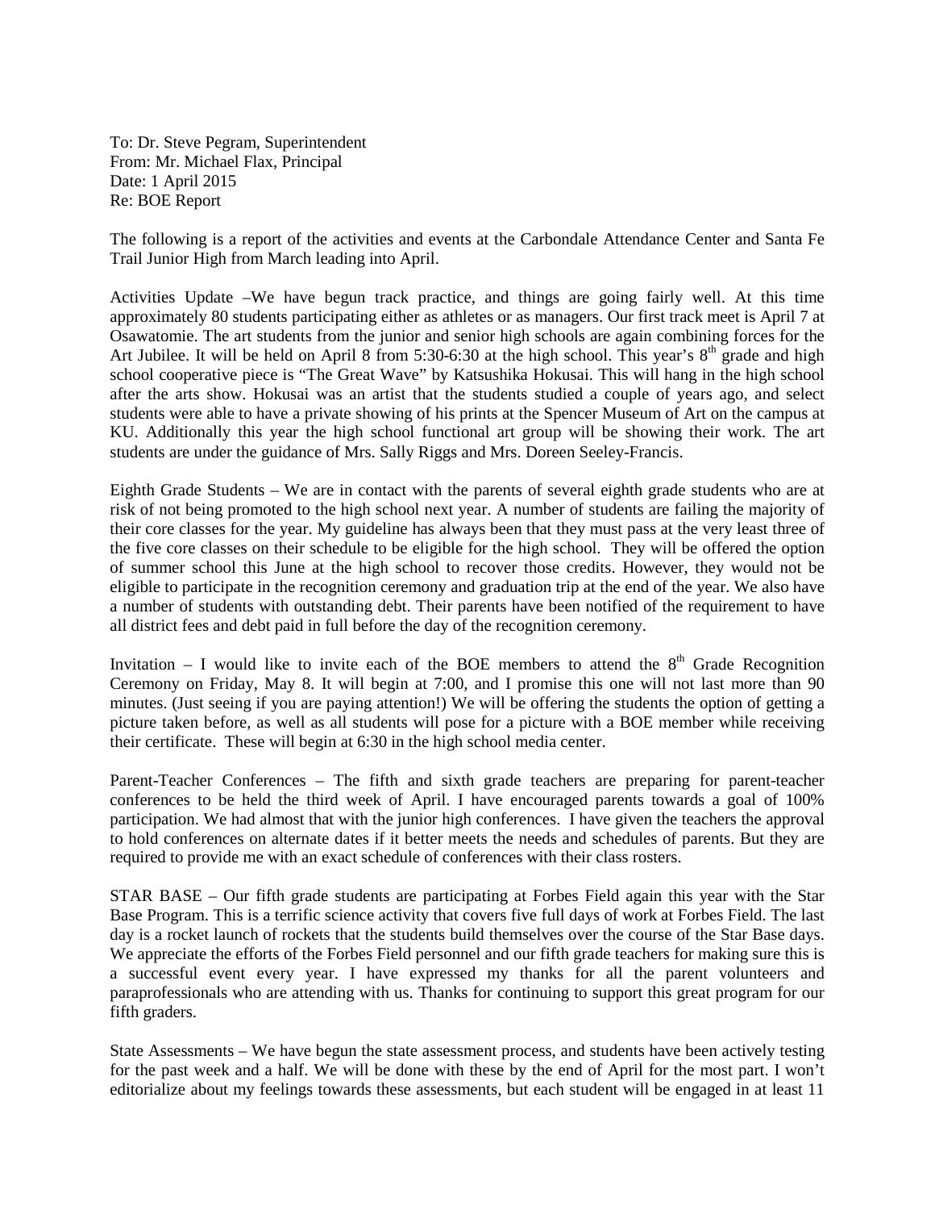To: Dr. Steve Pegram, Superintendent
From: Mr. Michael Flax, Principal
Date: 1 April 2015
Re: BOE Report

The following is a report of the activities and events at the Carbondale Attendance Center and Santa Fe Trail Junior High from March leading into April.

Activities Update –We have begun track practice, and things are going fairly well. At this time approximately 80 students participating either as athletes or as managers. Our first track meet is April 7 at Osawatomie. The art students from the junior and senior high schools are again combining forces for the Art Jubilee. It will be held on April 8 from 5:30-6:30 at the high school. This year's 8th grade and high school cooperative piece is "The Great Wave" by Katsushika Hokusai. This will hang in the high school after the arts show. Hokusai was an artist that the students studied a couple of years ago, and select students were able to have a private showing of his prints at the Spencer Museum of Art on the campus at KU. Additionally this year the high school functional art group will be showing their work. The art students are under the guidance of Mrs. Sally Riggs and Mrs. Doreen Seeley-Francis.

Eighth Grade Students – We are in contact with the parents of several eighth grade students who are at risk of not being promoted to the high school next year. A number of students are failing the majority of their core classes for the year. My guideline has always been that they must pass at the very least three of the five core classes on their schedule to be eligible for the high school. They will be offered the option of summer school this June at the high school to recover those credits. However, they would not be eligible to participate in the recognition ceremony and graduation trip at the end of the year. We also have a number of students with outstanding debt. Their parents have been notified of the requirement to have all district fees and debt paid in full before the day of the recognition ceremony.

Invitation – I would like to invite each of the BOE members to attend the 8th Grade Recognition Ceremony on Friday, May 8. It will begin at 7:00, and I promise this one will not last more than 90 minutes. (Just seeing if you are paying attention!) We will be offering the students the option of getting a picture taken before, as well as all students will pose for a picture with a BOE member while receiving their certificate. These will begin at 6:30 in the high school media center.

Parent-Teacher Conferences – The fifth and sixth grade teachers are preparing for parent-teacher conferences to be held the third week of April. I have encouraged parents towards a goal of 100% participation. We had almost that with the junior high conferences. I have given the teachers the approval to hold conferences on alternate dates if it better meets the needs and schedules of parents. But they are required to provide me with an exact schedule of conferences with their class rosters.

STAR BASE – Our fifth grade students are participating at Forbes Field again this year with the Star Base Program. This is a terrific science activity that covers five full days of work at Forbes Field. The last day is a rocket launch of rockets that the students build themselves over the course of the Star Base days. We appreciate the efforts of the Forbes Field personnel and our fifth grade teachers for making sure this is a successful event every year. I have expressed my thanks for all the parent volunteers and paraprofessionals who are attending with us. Thanks for continuing to support this great program for our fifth graders.

State Assessments – We have begun the state assessment process, and students have been actively testing for the past week and a half. We will be done with these by the end of April for the most part. I won't editorialize about my feelings towards these assessments, but each student will be engaged in at least 11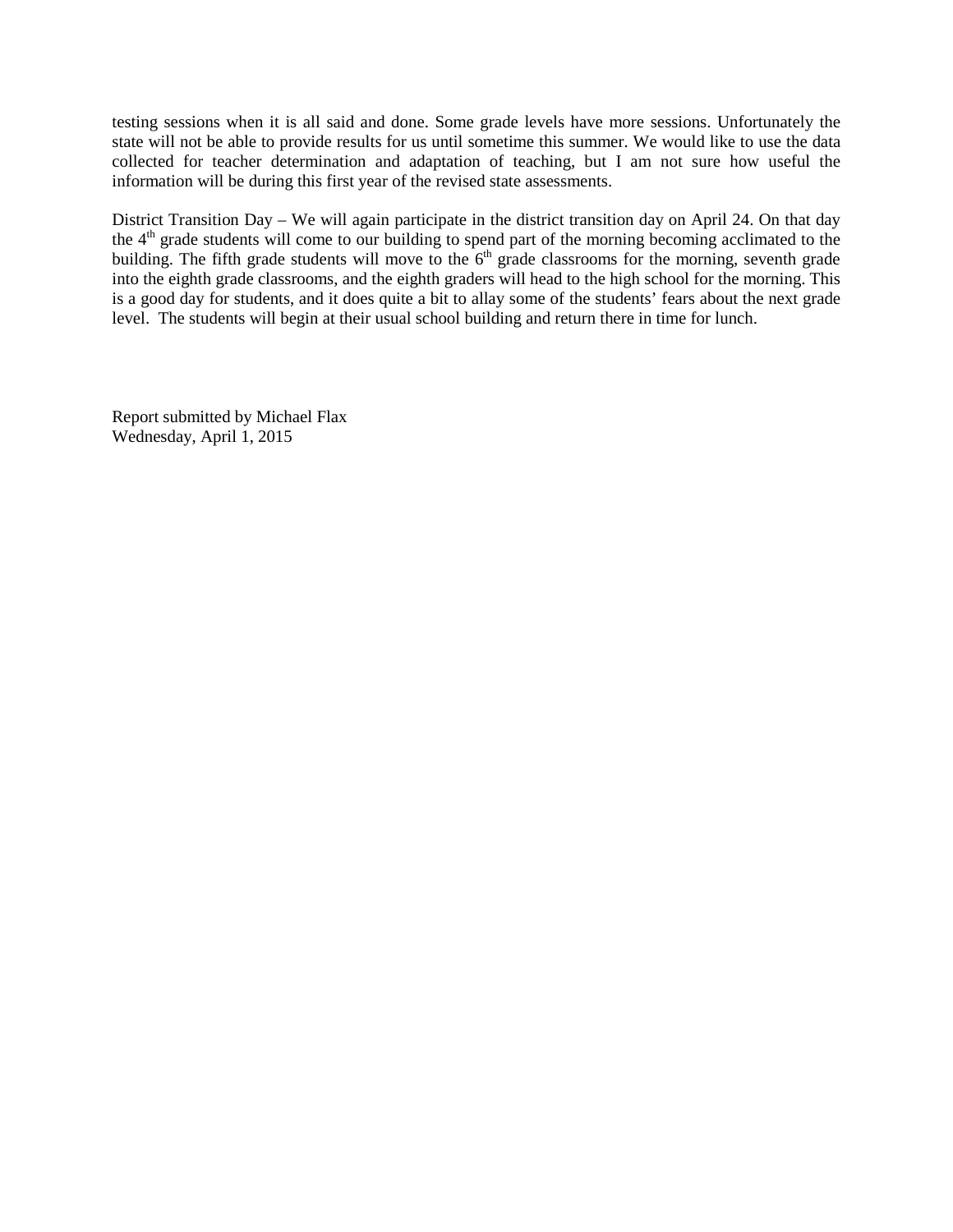testing sessions when it is all said and done. Some grade levels have more sessions. Unfortunately the state will not be able to provide results for us until sometime this summer. We would like to use the data collected for teacher determination and adaptation of teaching, but I am not sure how useful the information will be during this first year of the revised state assessments.

District Transition Day – We will again participate in the district transition day on April 24. On that day the 4th grade students will come to our building to spend part of the morning becoming acclimated to the building. The fifth grade students will move to the 6th grade classrooms for the morning, seventh grade into the eighth grade classrooms, and the eighth graders will head to the high school for the morning. This is a good day for students, and it does quite a bit to allay some of the students' fears about the next grade level. The students will begin at their usual school building and return there in time for lunch.

Report submitted by Michael Flax
Wednesday, April 1, 2015